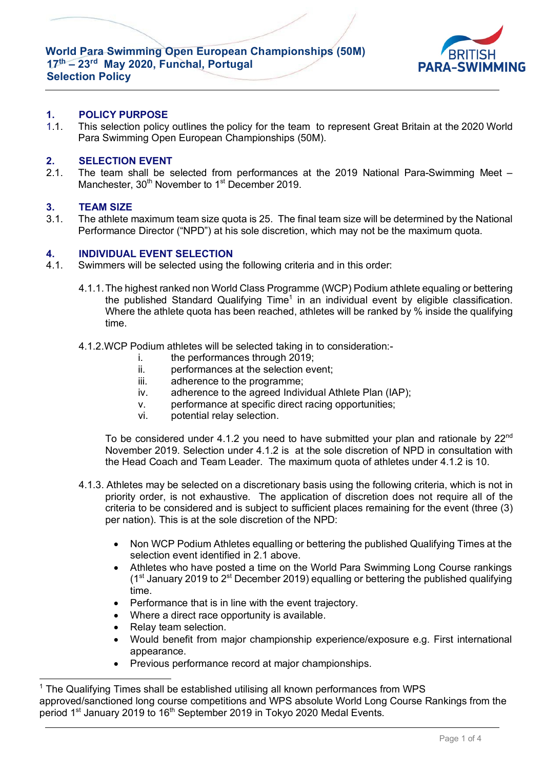# World Para Swimming Open European Championships (50M)
## 17th – 23rd May 2020, Funchal, Portugal
## Selection Policy

BRITISH PARA-SWIMMING

## 1. POLICY PURPOSE

1.1. This selection policy outlines the policy for the team to represent Great Britain at the 2020 World Para Swimming Open European Championships (50M).

## 2. SELECTION EVENT

2.1. The team shall be selected from performances at the 2019 National Para-Swimming Meet – Manchester, 30th November to 1st December 2019.

## 3. TEAM SIZE

3.1. The athlete maximum team size quota is 25. The final team size will be determined by the National Performance Director ("NPD") at his sole discretion, which may not be the maximum quota.

## 4. INDIVIDUAL EVENT SELECTION

4.1. Swimmers will be selected using the following criteria and in this order:

4.1.1. The highest ranked non World Class Programme (WCP) Podium athlete equaling or bettering the published Standard Qualifying Time[1] in an individual event by eligible classification. Where the athlete quota has been reached, athletes will be ranked by % inside the qualifying time.

4.1.2. WCP Podium athletes will be selected taking in to consideration:-

i. the performances through 2019;
ii. performances at the selection event;
iii. adherence to the programme;
iv. adherence to the agreed Individual Athlete Plan (IAP);
v. performance at specific direct racing opportunities;
vi. potential relay selection.

To be considered under 4.1.2 you need to have submitted your plan and rationale by 22nd November 2019. Selection under 4.1.2 is at the sole discretion of NPD in consultation with the Head Coach and Team Leader. The maximum quota of athletes under 4.1.2 is 10.

4.1.3. Athletes may be selected on a discretionary basis using the following criteria, which is not in priority order, is not exhaustive. The application of discretion does not require all of the criteria to be considered and is subject to sufficient places remaining for the event (three (3) per nation). This is at the sole discretion of the NPD:

- Non WCP Podium Athletes equalling or bettering the published Qualifying Times at the selection event identified in 2.1 above.
- Athletes who have posted a time on the World Para Swimming Long Course rankings (1st January 2019 to 2st December 2019) equalling or bettering the published qualifying time.
- Performance that is in line with the event trajectory.
- Where a direct race opportunity is available.
- Relay team selection.
- Would benefit from major championship experience/exposure e.g. First international appearance.
- Previous performance record at major championships.

---

[1] The Qualifying Times shall be established utilising all known performances from WPS approved/sanctioned long course competitions and WPS absolute World Long Course Rankings from the period 1st January 2019 to 16th September 2019 in Tokyo 2020 Medal Events.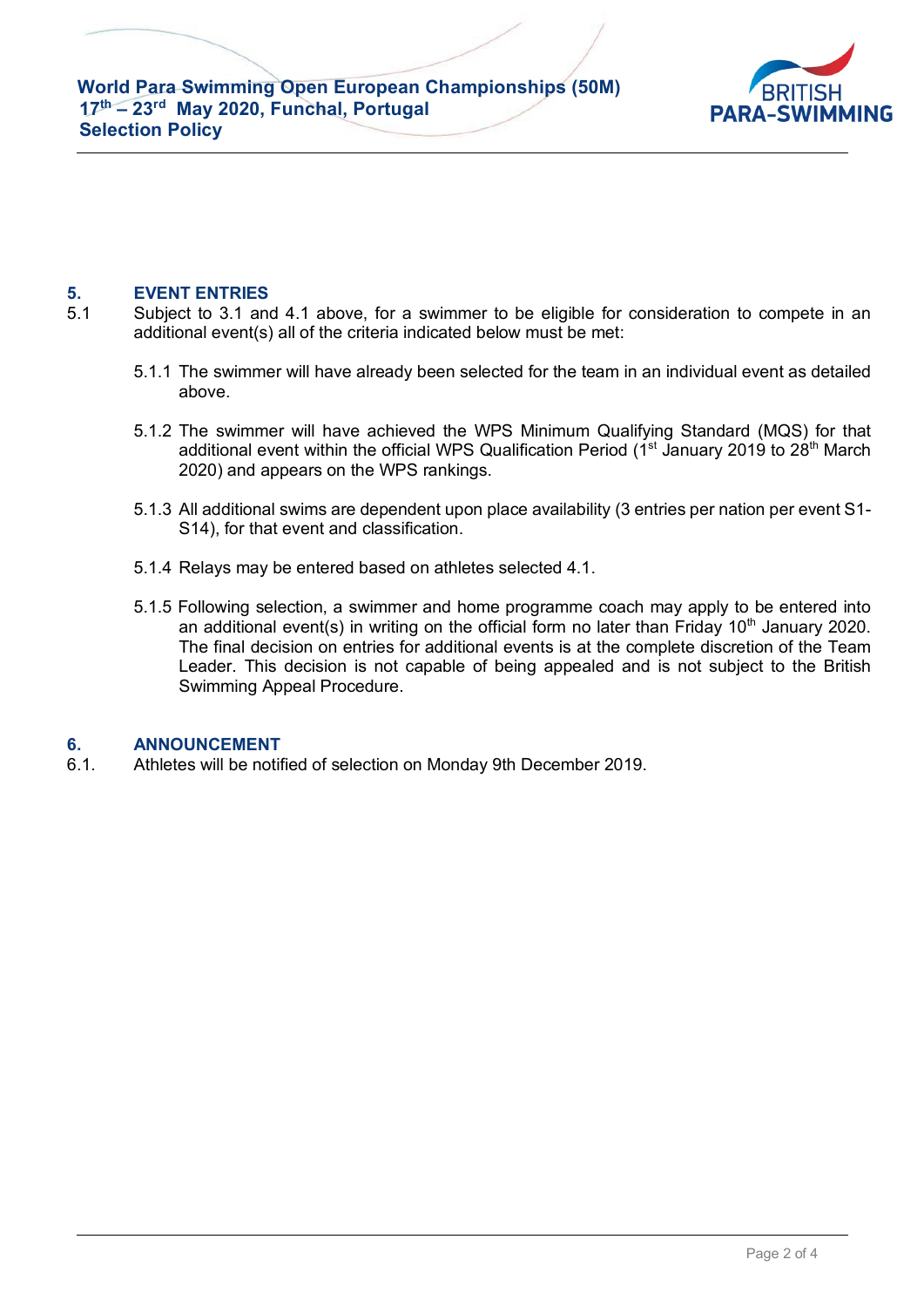## 5. EVENT ENTRIES

5.1 Subject to 3.1 and 4.1 above, for a swimmer to be eligible for consideration to compete in an additional event(s) all of the criteria indicated below must be met:

5.1.1 The swimmer will have already been selected for the team in an individual event as detailed above.

5.1.2 The swimmer will have achieved the WPS Minimum Qualifying Standard (MQS) for that additional event within the official WPS Qualification Period (1st January 2019 to 28th March 2020) and appears on the WPS rankings.

5.1.3 All additional swims are dependent upon place availability (3 entries per nation per event S1-S14), for that event and classification.

5.1.4 Relays may be entered based on athletes selected 4.1.

5.1.5 Following selection, a swimmer and home programme coach may apply to be entered into an additional event(s) in writing on the official form no later than Friday 10th January 2020. The final decision on entries for additional events is at the complete discretion of the Team Leader. This decision is not capable of being appealed and is not subject to the British Swimming Appeal Procedure.

## 6. ANNOUNCEMENT

6.1. Athletes will be notified of selection on Monday 9th December 2019.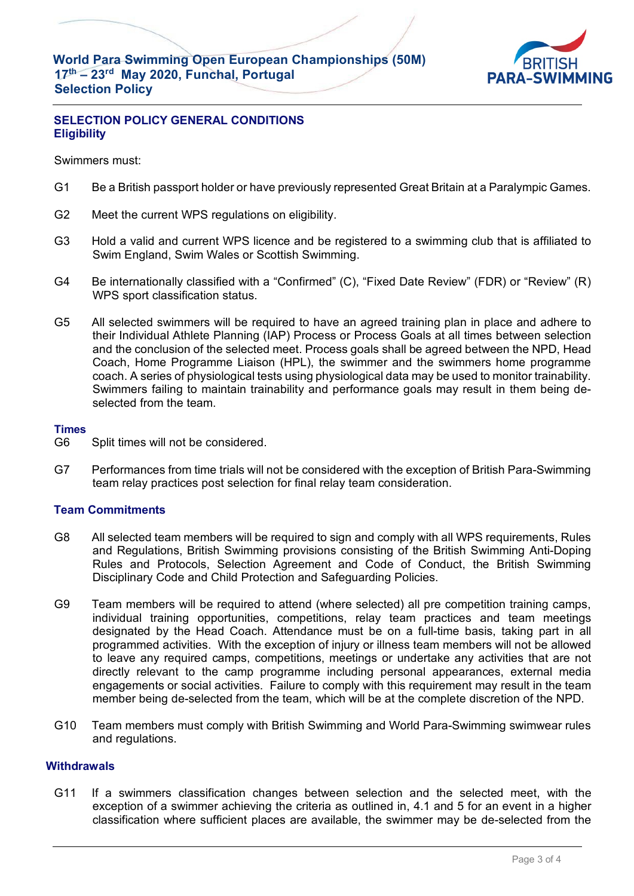## SELECTION POLICY GENERAL CONDITIONS

### Eligibility

Swimmers must:

G1 Be a British passport holder or have previously represented Great Britain at a Paralympic Games.

G2 Meet the current WPS regulations on eligibility.

G3 Hold a valid and current WPS licence and be registered to a swimming club that is affiliated to Swim England, Swim Wales or Scottish Swimming.

G4 Be internationally classified with a “Confirmed” (C), “Fixed Date Review” (FDR) or “Review” (R) WPS sport classification status.

G5 All selected swimmers will be required to have an agreed training plan in place and adhere to their Individual Athlete Planning (IAP) Process or Process Goals at all times between selection and the conclusion of the selected meet. Process goals shall be agreed between the NPD, Head Coach, Home Programme Liaison (HPL), the swimmer and the swimmers home programme coach. A series of physiological tests using physiological data may be used to monitor trainability. Swimmers failing to maintain trainability and performance goals may result in them being de-selected from the team.

### Times

G6 Split times will not be considered.

G7 Performances from time trials will not be considered with the exception of British Para-Swimming team relay practices post selection for final relay team consideration.

### Team Commitments

G8 All selected team members will be required to sign and comply with all WPS requirements, Rules and Regulations, British Swimming provisions consisting of the British Swimming Anti-Doping Rules and Protocols, Selection Agreement and Code of Conduct, the British Swimming Disciplinary Code and Child Protection and Safeguarding Policies.

G9 Team members will be required to attend (where selected) all pre competition training camps, individual training opportunities, competitions, relay team practices and team meetings designated by the Head Coach. Attendance must be on a full-time basis, taking part in all programmed activities. With the exception of injury or illness team members will not be allowed to leave any required camps, competitions, meetings or undertake any activities that are not directly relevant to the camp programme including personal appearances, external media engagements or social activities. Failure to comply with this requirement may result in the team member being de-selected from the team, which will be at the complete discretion of the NPD.

G10 Team members must comply with British Swimming and World Para-Swimming swimwear rules and regulations.

### Withdrawals

G11 If a swimmers classification changes between selection and the selected meet, with the exception of a swimmer achieving the criteria as outlined in, 4.1 and 5 for an event in a higher classification where sufficient places are available, the swimmer may be de-selected from the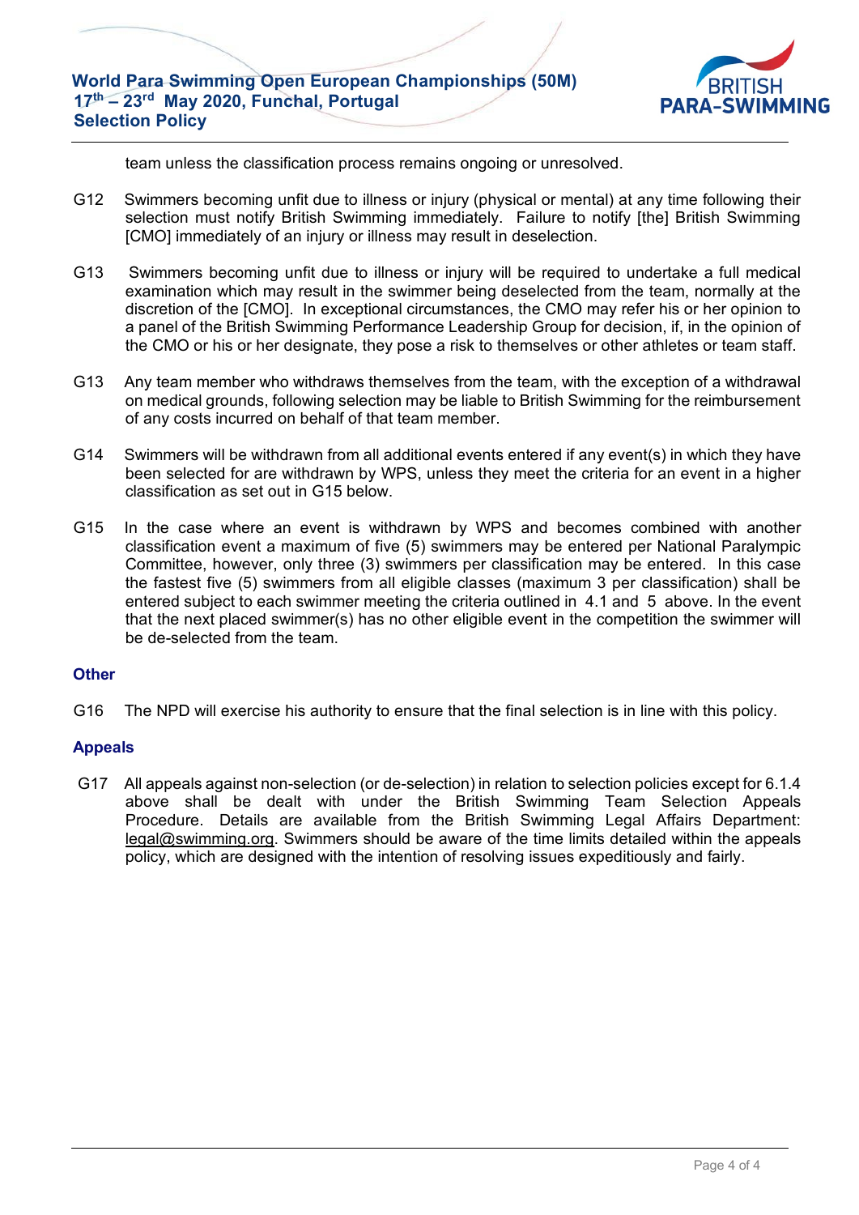team unless the classification process remains ongoing or unresolved.

G12 Swimmers becoming unfit due to illness or injury (physical or mental) at any time following their selection must notify British Swimming immediately. Failure to notify [the] British Swimming [CMO] immediately of an injury or illness may result in deselection.

G13 Swimmers becoming unfit due to illness or injury will be required to undertake a full medical examination which may result in the swimmer being deselected from the team, normally at the discretion of the [CMO]. In exceptional circumstances, the CMO may refer his or her opinion to a panel of the British Swimming Performance Leadership Group for decision, if, in the opinion of the CMO or his or her designate, they pose a risk to themselves or other athletes or team staff.

G13 Any team member who withdraws themselves from the team, with the exception of a withdrawal on medical grounds, following selection may be liable to British Swimming for the reimbursement of any costs incurred on behalf of that team member.

G14 Swimmers will be withdrawn from all additional events entered if any event(s) in which they have been selected for are withdrawn by WPS, unless they meet the criteria for an event in a higher classification as set out in G15 below.

G15 In the case where an event is withdrawn by WPS and becomes combined with another classification event a maximum of five (5) swimmers may be entered per National Paralympic Committee, however, only three (3) swimmers per classification may be entered. In this case the fastest five (5) swimmers from all eligible classes (maximum 3 per classification) shall be entered subject to each swimmer meeting the criteria outlined in 4.1 and 5 above. In the event that the next placed swimmer(s) has no other eligible event in the competition the swimmer will be de-selected from the team.

## Other

G16 The NPD will exercise his authority to ensure that the final selection is in line with this policy.

## Appeals

G17 All appeals against non-selection (or de-selection) in relation to selection policies except for 6.1.4 above shall be dealt with under the British Swimming Team Selection Appeals Procedure. Details are available from the British Swimming Legal Affairs Department: legal@swimming.org. Swimmers should be aware of the time limits detailed within the appeals policy, which are designed with the intention of resolving issues expeditiously and fairly.